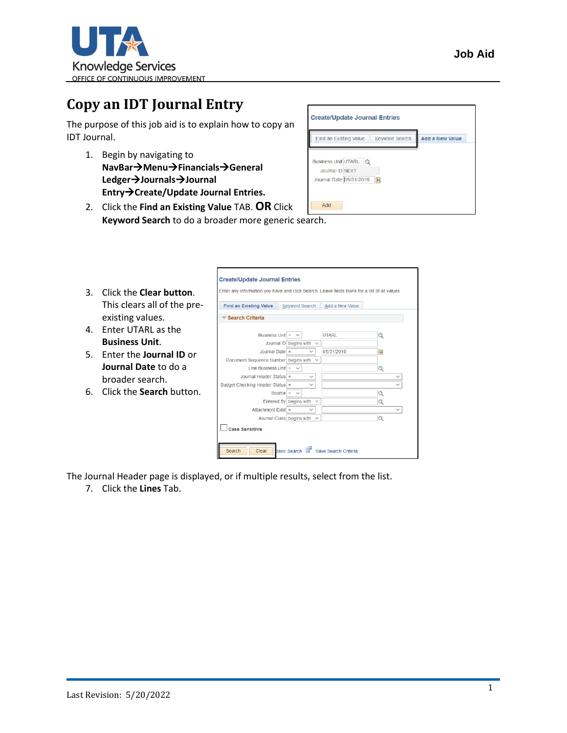# Copy an IDT Journal Entry

The purpose of this job aid is to explain how to copy an IDT Journal.

1. Begin by navigating to **NavBar→Menu→Financials→General Ledger→Journals→Journal Entry→Create/Update Journal Entries.**
2. Click the **Find an Existing Value** TAB. **OR** Click **Keyword Search** to do a broader more generic search.
3. Click the **Clear button**. This clears all of the pre-existing values.
4. Enter UTARL as the **Business Unit**.
5. Enter the **Journal ID** or **Journal Date** to do a broader search.
6. Click the **Search** button.

The Journal Header page is displayed, or if multiple results, select from the list.

7. Click the **Lines** Tab.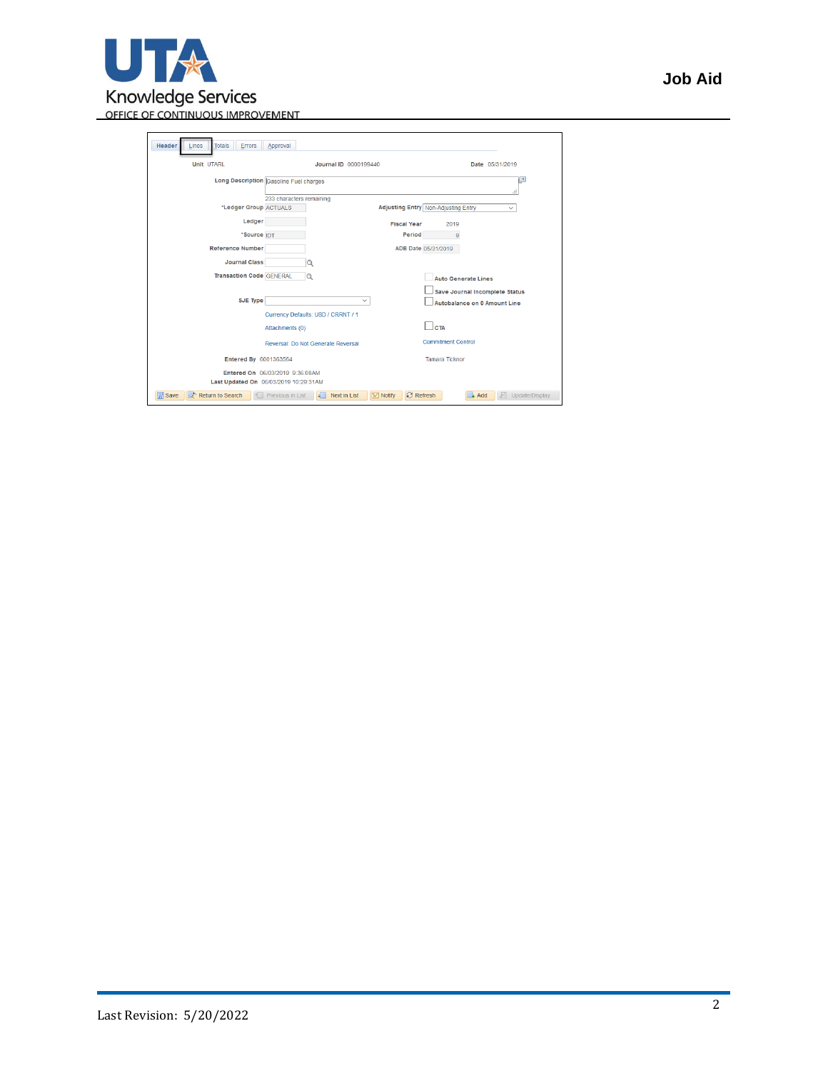Header | Lines | Totals | Errors | Approval

**Unit** UTARL **Journal ID** 0000199440 **Date** 05/31/2019

**Long Description** Gasoline Fuel charges

233 characters remaining

**\*Ledger Group** ACTUALS **Adjusting Entry** Non-Adjusting Entry

**Ledger** **Fiscal Year** 2019

**\*Source** IDT **Period** 9

**Reference Number** **ADB Date** 05/31/2019

**Journal Class**

**Transaction Code** GENERAL

Auto Generate Lines

Save Journal Incomplete Status

**SJE Type** Autobalance on 0 Amount Line

Currency Defaults: USD / CRRNT / 1

Attachments (0) CTA

Reversal: Do Not Generate Reversal Commitment Control

**Entered By** 6001363564 Tamara Ticknor

**Entered On** 06/03/2019 9:36:08AM

**Last Updated On** 06/03/2019 10:29:31AM

Save | Return to Search | Previous in List | Next in List | Notify | Refresh | Add | Update/Display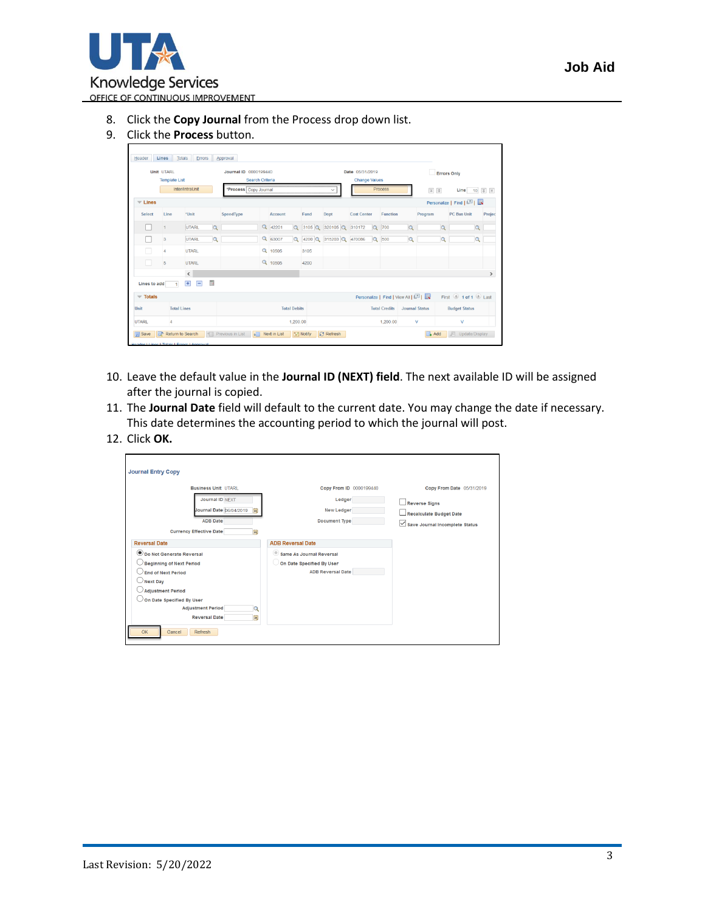8. Click the **Copy Journal** from the Process drop down list.
9. Click the **Process** button.

10. Leave the default value in the **Journal ID (NEXT) field**. The next available ID will be assigned after the journal is copied.
11. The **Journal Date** field will default to the current date. You may change the date if necessary. This date determines the accounting period to which the journal will post.
12. Click **OK.**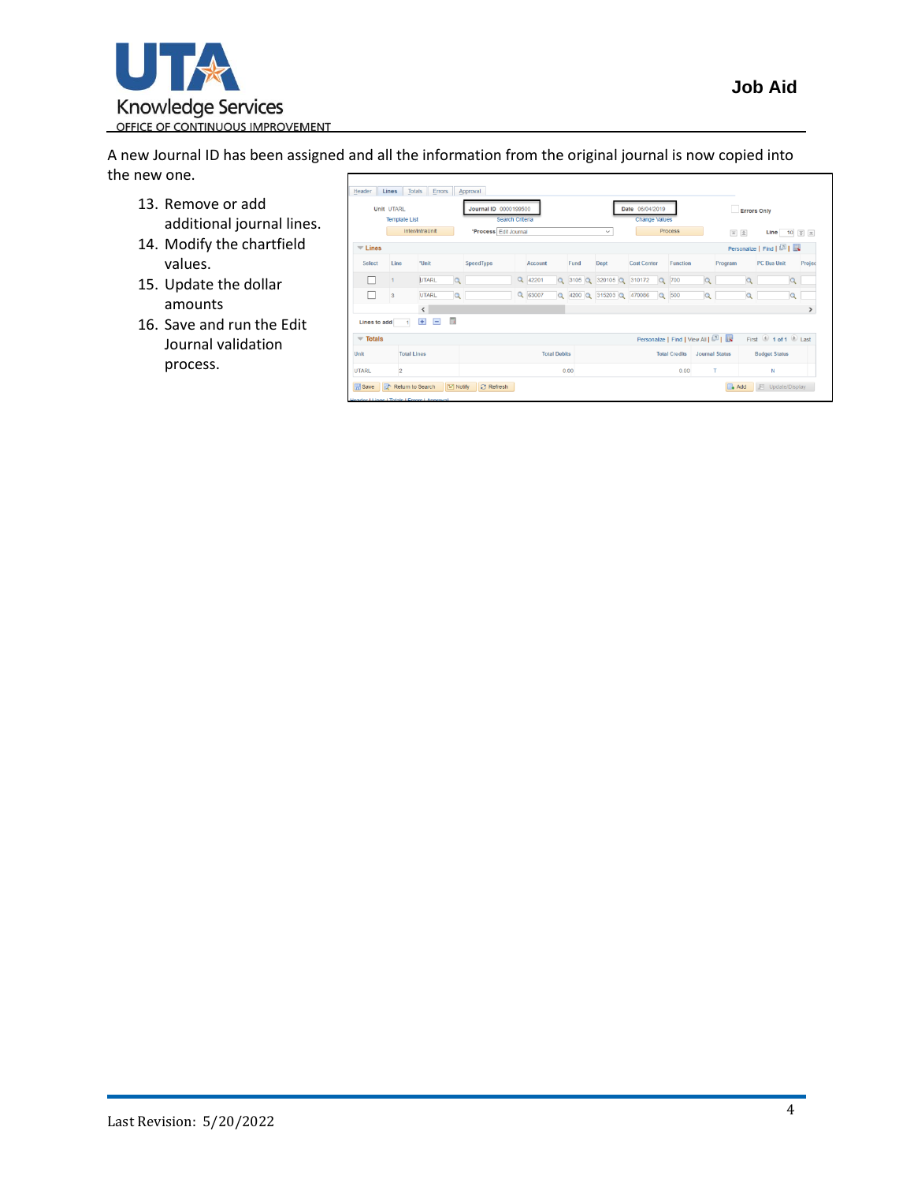A new Journal ID has been assigned and all the information from the original journal is now copied into the new one.

13. Remove or add additional journal lines.
14. Modify the chartfield values.
15. Update the dollar amounts
16. Save and run the Edit Journal validation process.